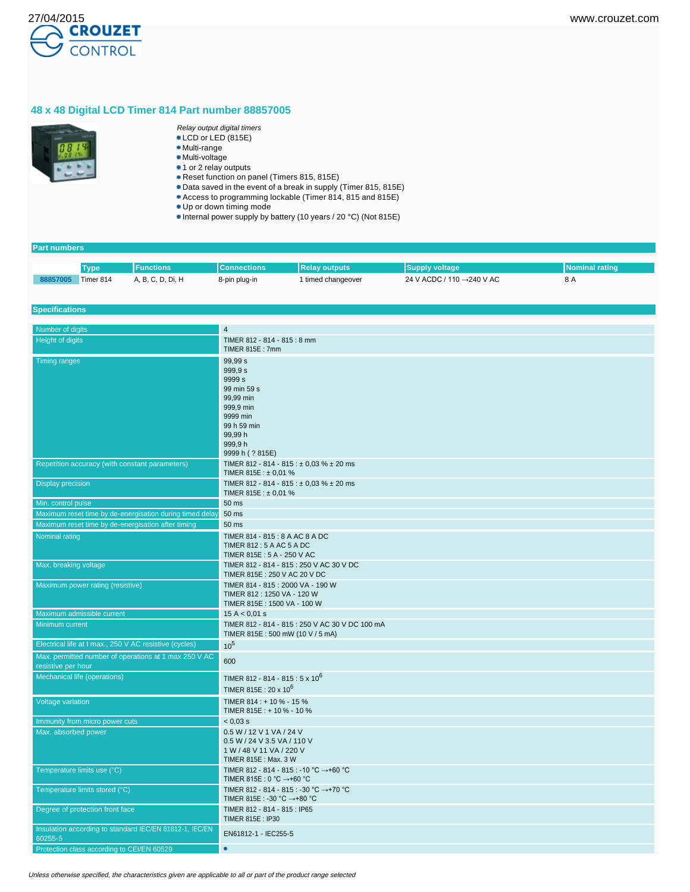27/04/2015

www.crouzet.com

# 48 x 48 Digital LCD Timer 814 Part number 88857005

*Relay output digital timers*

- LCD or LED (815E)
- Multi-range
- Multi-voltage
- 1 or 2 relay outputs
- Reset function on panel (Timers 815, 815E)
- Data saved in the event of a break in supply (Timer 815, 815E)
- Access to programming lockable (Timer 814, 815 and 815E)
- Up or down timing mode
- Internal power supply by battery (10 years / 20 °C) (Not 815E)

## Part numbers

| | Type | Functions | Connections | Relay outputs | Supply voltage | Nominal rating |
|---|---|---|---|---|---|---|
| 88857005 | Timer 814 | A, B, C, D, Di, H | 8-pin plug-in | 1 timed changeover | 24 V ACDC / 110 →240 V AC | 8 A |

## Specifications

| | |
|---|---|
| Number of digits | 4 |
| Height of digits | TIMER 812 - 814 - 815 : 8 mm<br>TIMER 815E : 7mm |
| Timing ranges | 99,99 s<br>999,9 s<br>9999 s<br>99 min 59 s<br>99,99 min<br>999,9 min<br>9999 min<br>99 h 59 min<br>99,99 h<br>999,9 h<br>9999 h ( ? 815E) |
| Repetition accuracy (with constant parameters) | TIMER 812 - 814 - 815 : ± 0,03 % ± 20 ms<br>TIMER 815E : ± 0,01 % |
| Display precision | TIMER 812 - 814 - 815 : ± 0,03 % ± 20 ms<br>TIMER 815E : ± 0,01 % |
| Min. control pulse | 50 ms |
| Maximum reset time by de-energisation during timed delay | 50 ms |
| Maximum reset time by de-energisation after timing | 50 ms |
| Nominal rating | TIMER 814 - 815 : 8 A AC 8 A DC<br>TIMER 812 : 5 A AC 5 A DC<br>TIMER 815E : 5 A - 250 V AC |
| Max. breaking voltage | TIMER 812 - 814 - 815 : 250 V AC 30 V DC<br>TIMER 815E : 250 V AC 20 V DC |
| Maximum power rating (resistive) | TIMER 814 - 815 : 2000 VA - 190 W<br>TIMER 812 : 1250 VA - 120 W<br>TIMER 815E : 1500 VA - 100 W |
| Maximum admissible current | 15 A < 0,01 s |
| Minimum current | TIMER 812 - 814 - 815 : 250 V AC 30 V DC 100 mA<br>TIMER 815E : 500 mW (10 V / 5 mA) |
| Electrical life at I max., 250 V AC resistive (cycles) | $10^5$ |
| Max. permitted number of operations at 1 max 250 V AC resistive per hour | 600 |
| Mechanical life (operations) | TIMER 812 - 814 - 815 : 5 x $10^6$<br>TIMER 815E : 20 x $10^6$ |
| Voltage variation | TIMER 814 : + 10 % - 15 %<br>TIMER 815E : + 10 % - 10 % |
| Immunity from micro power cuts | < 0,03 s |
| Max. absorbed power | 0.5 W / 12 V 1 VA / 24 V<br>0.5 W / 24 V 3.5 VA / 110 V<br>1 W / 48 V 11 VA / 220 V<br>TIMER 815E : Max. 3 W |
| Temperature limits use (°C) | TIMER 812 - 814 - 815 : -10 °C →+60 °C<br>TIMER 815E : 0 °C →+60 °C |
| Temperature limits stored (°C) | TIMER 812 - 814 - 815 : -30 °C →+70 °C<br>TIMER 815E : -30 °C →+80 °C |
| Degree of protection front face | TIMER 812 - 814 - 815 : IP65<br>TIMER 815E : IP30 |
| Insulation according to standard IEC/EN 61812-1, IEC/EN 60255-5 | EN61812-1 - IEC255-5 |
| Protection class according to CEI/EN 60529 | • |

*Unless otherwise specified, the characteristics given are applicable to all or part of the product range selected*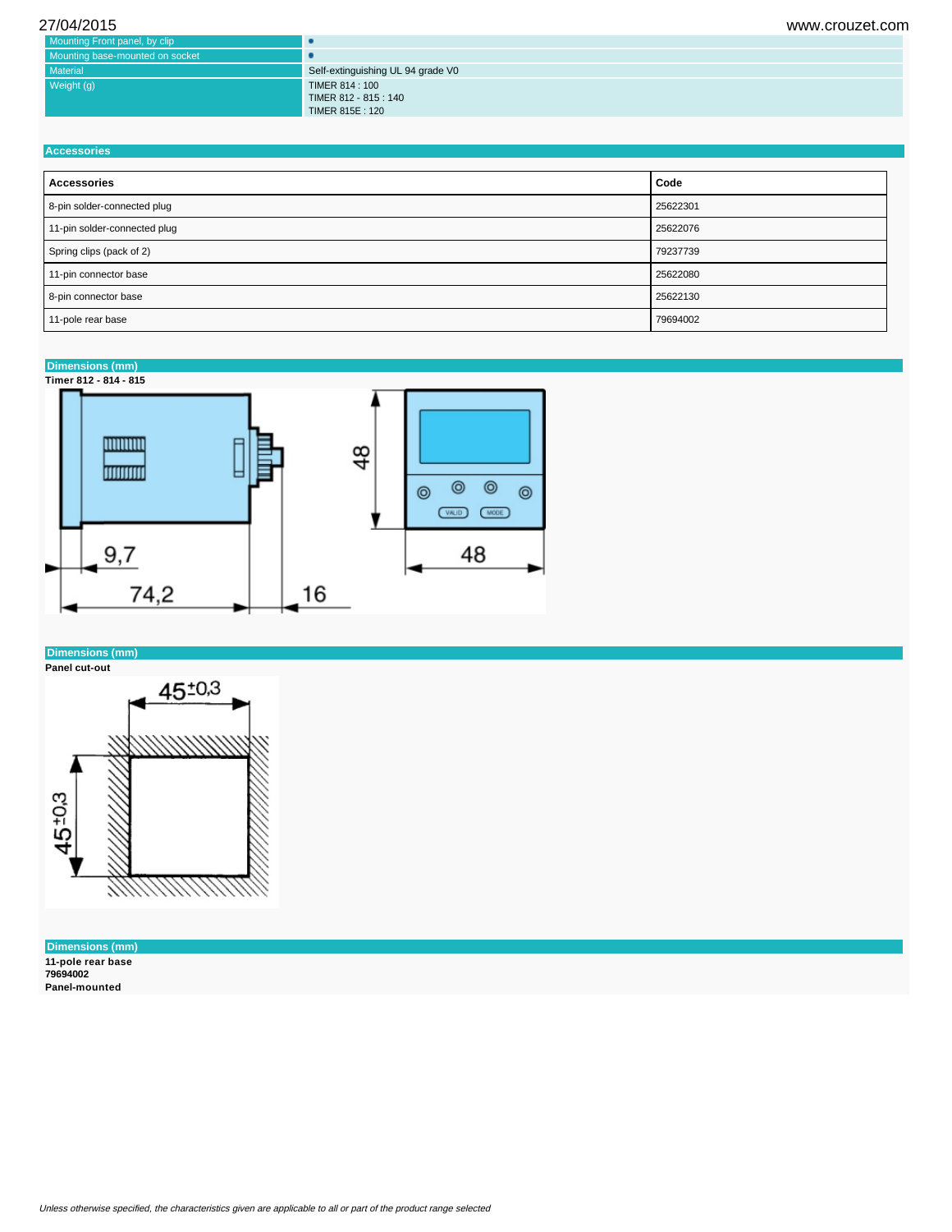| | |
|---|---|
| Mounting Front panel, by clip | • |
| Mounting base-mounted on socket | • |
| Material | Self-extinguishing UL 94 grade V0 |
| Weight (g) | TIMER 814 : 100<br>TIMER 812 - 815 : 140<br>TIMER 815E : 120 |

## Accessories

| Accessories | Code |
|---|---|
| 8-pin solder-connected plug | 25622301 |
| 11-pin solder-connected plug | 25622076 |
| Spring clips (pack of 2) | 79237739 |
| 11-pin connector base | 25622080 |
| 8-pin connector base | 25622130 |
| 11-pole rear base | 79694002 |

## Dimensions (mm)

**Timer 812 - 814 - 815**

9,7

74,2

16

48

48

## Dimensions (mm)

**Panel cut-out**

$45^{\pm 0,3}$

$45^{\pm 0,3}$

## Dimensions (mm)

**11-pole rear base**
**79694002**
**Panel-mounted**

*Unless otherwise specified, the characteristics given are applicable to all or part of the product range selected*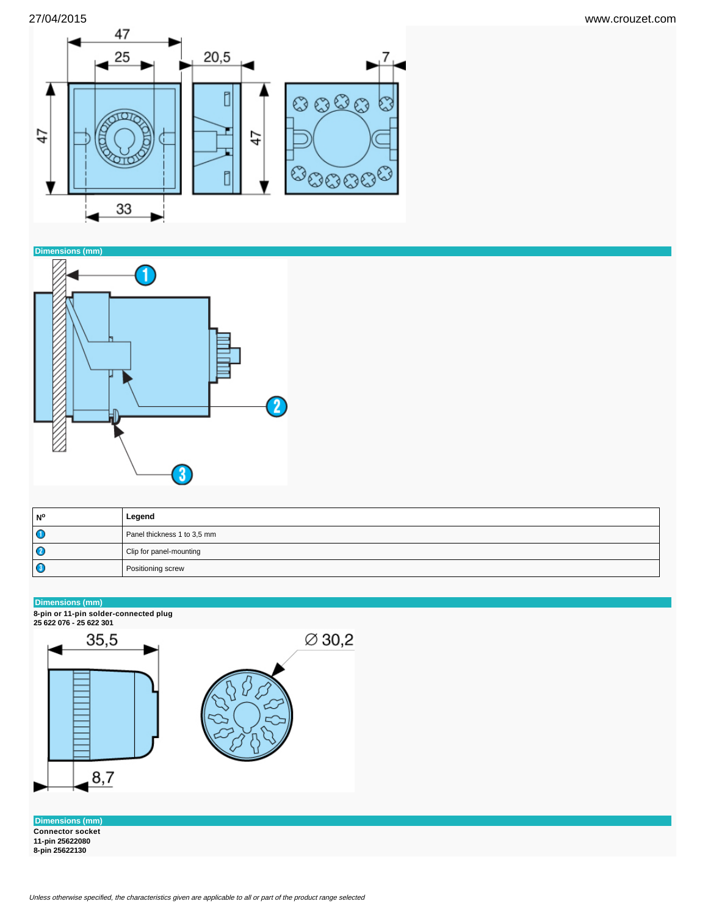## Dimensions (mm)

| Nº | Legend |
| --- | --- |
| 1 | Panel thickness 1 to 3,5 mm |
| 2 | Clip for panel-mounting |
| 3 | Positioning screw |

## Dimensions (mm)

**8-pin or 11-pin solder-connected plug**
**25 622 076 - 25 622 301**

## Dimensions (mm)

**Connector socket**
**11-pin 25622080**
**8-pin 25622130**

*Unless otherwise specified, the characteristics given are applicable to all or part of the product range selected*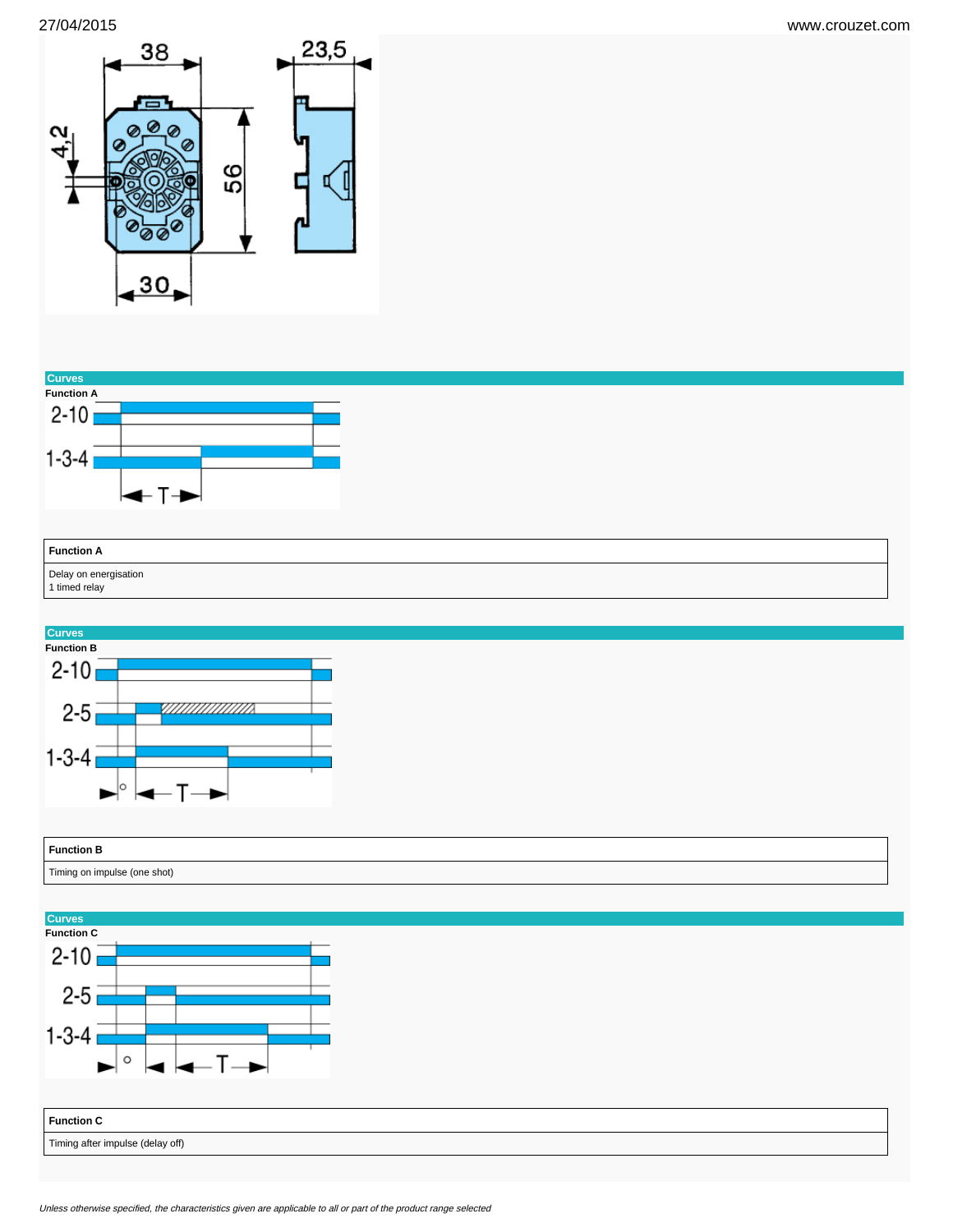## Curves

**Function A**

| Function A |
| --- |
| Delay on energisation<br>1 timed relay |

## Curves

**Function B**

| Function B |
| --- |
| Timing on impulse (one shot) |

## Curves

**Function C**

| Function C |
| --- |
| Timing after impulse (delay off) |

*Unless otherwise specified, the characteristics given are applicable to all or part of the product range selected*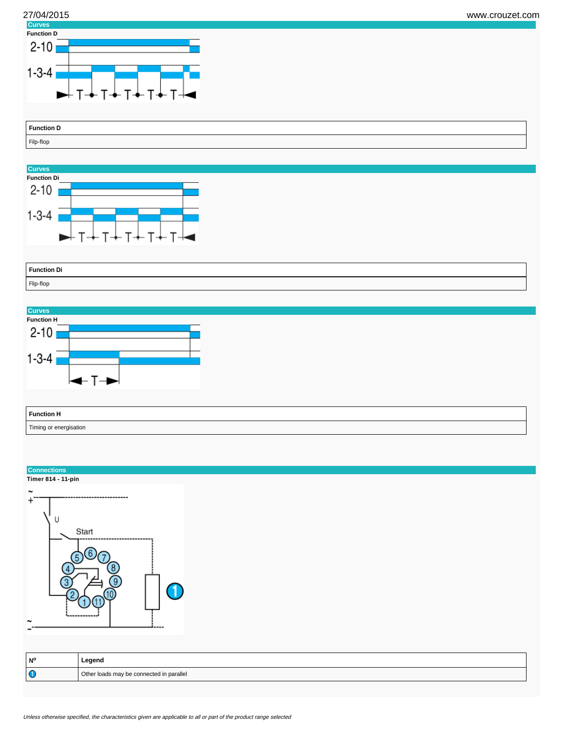## Curves

**Function D**

| Function D |
| --- |
| Filp-flop |

## Curves

**Function Di**

| Function Di |
| --- |
| Flip-flop |

## Curves

**Function H**

| Function H |
| --- |
| Timing or energisation |

## Connections

**Timer 814 - 11-pin**

| Nº | Legend |
| --- | --- |
| 1 | Other loads may be connected in parallel |

*Unless otherwise specified, the characteristics given are applicable to all or part of the product range selected*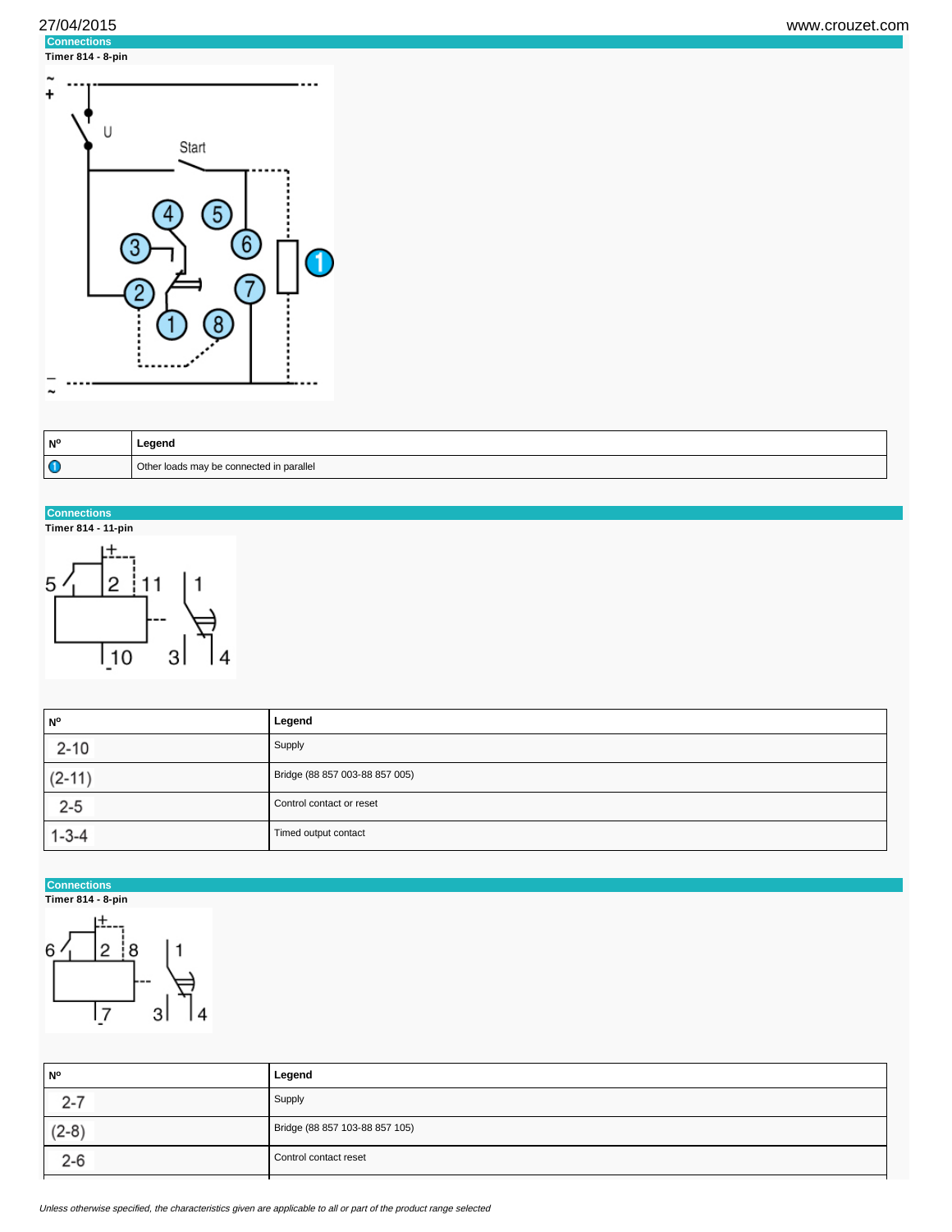## Connections

**Timer 814 - 8-pin**

~
+
U
Start
4
5
3
6
1
2
7
1
8
–
~

| Nº | Legend |
|---|---|
| 1 | Other loads may be connected in parallel |

## Connections

**Timer 814 - 11-pin**

+
5
2
11
1
10
3
4

| Nº | Legend |
|---|---|
| 2-10 | Supply |
| (2-11) | Bridge (88 857 003-88 857 005) |
| 2-5 | Control contact or reset |
| 1-3-4 | Timed output contact |

## Connections

**Timer 814 - 8-pin**

+
6
2
8
1
7
3
4

| Nº | Legend |
|---|---|
| 2-7 | Supply |
| (2-8) | Bridge (88 857 103-88 857 105) |
| 2-6 | Control contact reset |

*Unless otherwise specified, the characteristics given are applicable to all or part of the product range selected*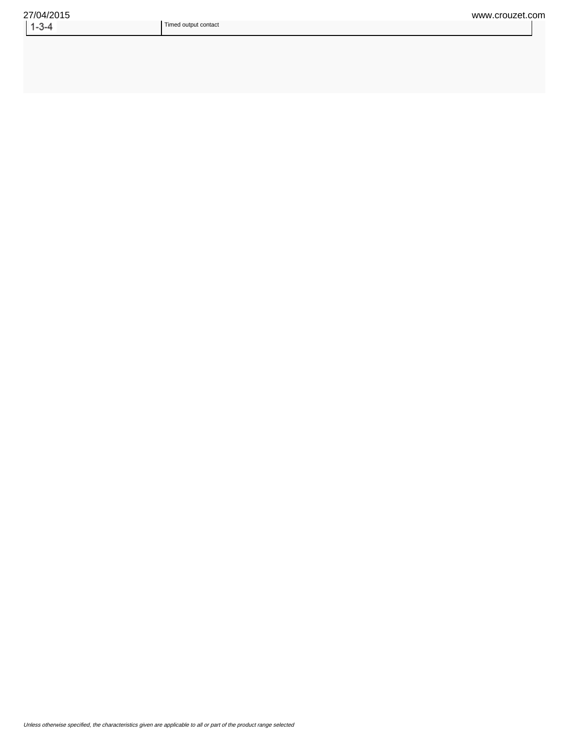| | |
|---|---|
| 1-3-4 | Timed output contact |

*Unless otherwise specified, the characteristics given are applicable to all or part of the product range selected*